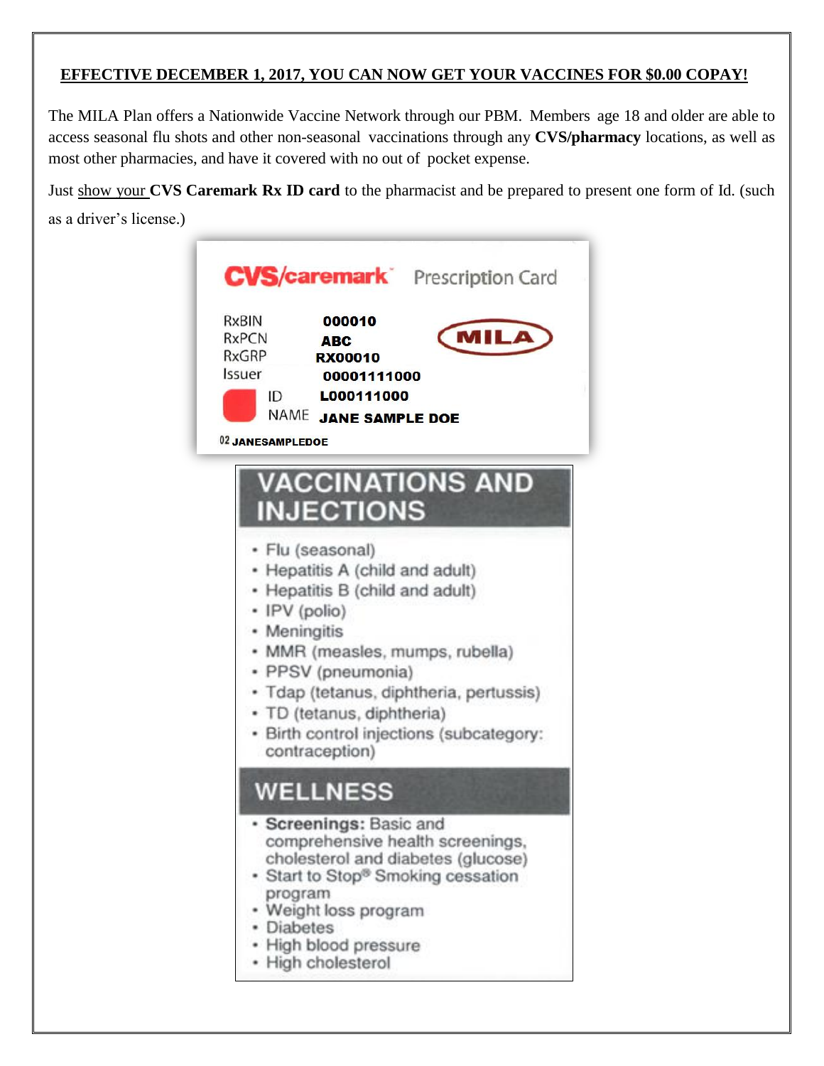**<u>EFFECTIVE DECEMBER 1, 2017, YOU CAN NOW GET YOUR VACCINES FOR $0.00 COPAY!</u>**

The MILA Plan offers a Nationwide Vaccine Network through our PBM. Members age 18 and older are able to access seasonal flu shots and other non-seasonal vaccinations through any **CVS/pharmacy** locations, as well as most other pharmacies, and have it covered with no out of pocket expense.

Just <u>show your</u> **CVS Caremark Rx ID card** to the pharmacist and be prepared to present one form of Id. (such as a driver's license.)

**CVS/caremark** Prescription Card

| | |
|---|---|
| RxBIN | 000010 |
| RxPCN | ABC |
| RxGRP | RX00010 |
| Issuer | 00001111000 |
| ID | L000111000 |
| NAME | JANE SAMPLE DOE |

MILA

02 JANESAMPLEDOE

## VACCINATIONS AND INJECTIONS

- Flu (seasonal)
- Hepatitis A (child and adult)
- Hepatitis B (child and adult)
- IPV (polio)
- Meningitis
- MMR (measles, mumps, rubella)
- PPSV (pneumonia)
- Tdap (tetanus, diphtheria, pertussis)
- TD (tetanus, diphtheria)
- Birth control injections (subcategory: contraception)

## WELLNESS

- **Screenings:** Basic and comprehensive health screenings, cholesterol and diabetes (glucose)
- Start to Stop® Smoking cessation program
- Weight loss program
- Diabetes
- High blood pressure
- High cholesterol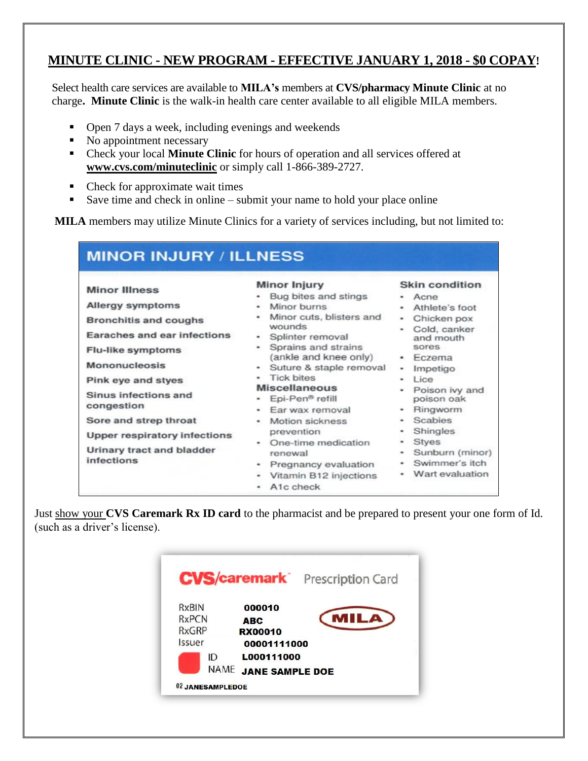## MINUTE CLINIC - NEW PROGRAM - EFFECTIVE JANUARY 1, 2018 - $0 COPAY!

Select health care services are available to **MILA's** members at **CVS/pharmacy Minute Clinic** at no charge**.** **Minute Clinic** is the walk-in health care center available to all eligible MILA members.

- Open 7 days a week, including evenings and weekends
- No appointment necessary
- Check your local **Minute Clinic** for hours of operation and all services offered at **www.cvs.com/minuteclinic** or simply call 1-866-389-2727.
- Check for approximate wait times
- Save time and check in online – submit your name to hold your place online

**MILA** members may utilize Minute Clinics for a variety of services including, but not limited to:

### MINOR INJURY / ILLNESS

**Minor Illness**

**Allergy symptoms**

**Bronchitis and coughs**

**Earaches and ear infections**

**Flu-like symptoms**

**Mononucleosis**

**Pink eye and styes**

**Sinus infections and congestion**

**Sore and strep throat**

**Upper respiratory infections**

**Urinary tract and bladder infections**

**Minor Injury**

- Bug bites and stings
- Minor burns
- Minor cuts, blisters and wounds
- Splinter removal
- Sprains and strains (ankle and knee only)
- Suture & staple removal
- Tick bites

**Miscellaneous**

- Epi-Pen® refill
- Ear wax removal
- Motion sickness prevention
- One-time medication renewal
- Pregnancy evaluation
- Vitamin B12 injections
- A1c check

**Skin condition**

- Acne
- Athlete's foot
- Chicken pox
- Cold, canker and mouth sores
- Eczema
- Impetigo
- Lice
- Poison ivy and poison oak
- Ringworm
- Scabies
- Shingles
- Styes
- Sunburn (minor)
- Swimmer's itch
- Wart evaluation

Just show your **CVS Caremark Rx ID card** to the pharmacist and be prepared to present your one form of Id. (such as a driver's license).

**CVS/caremark™** Prescription Card

MILA

RxBIN **000010**
RxPCN **ABC**
RxGRP **RX00010**
Issuer **00001111000**
ID **L000111000**
NAME **JANE SAMPLE DOE**

02 **JANESAMPLEDOE**